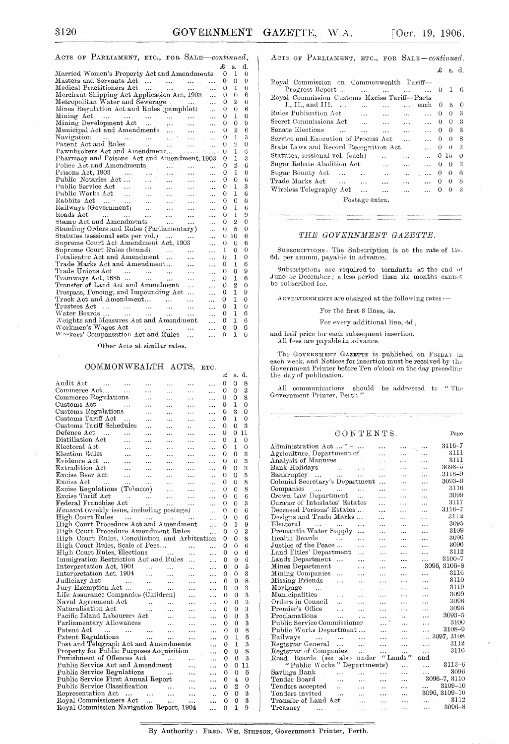## ACTS OF PARLIAMENT, ETC., FOR SALE—*continued.*

| | £ | s. | d. |
|---|---|---|---|
| Married Women's Property Act and Amendments | 0 | 1 | 0 |
| Masters and Servants Act ... | 0 | 0 | 9 |
| Medical Practitioners Act ... | 0 | 1 | 0 |
| Merchant Shipping Act Application Act, 1903 ... | 0 | 0 | 6 |
| Metropolitan Water and Sewerage ... | 0 | 2 | 0 |
| Mines Regulation Act and Rules (pamphlet) ... | 0 | 0 | 6 |
| Mining Act ... | 0 | 1 | 6 |
| Mining Development Act ... | 0 | 0 | 9 |
| Municipal Act and Amendments ... | 0 | 2 | 6 |
| Navigation ... | 0 | 1 | 3 |
| Patent Act and Rules ... | 0 | 2 | 0 |
| Pawnbrokers Act and Amendment... | 0 | 1 | 6 |
| Pharmacy and Poisons Act and Amendment, 1903 | 0 | 1 | 3 |
| Police Act and Amendments ... | 0 | 2 | 6 |
| Prisons Act, 1903 ... | 0 | 1 | 0 |
| Public Notaries Act ... | 0 | 0 | 6 |
| Public Service Act ... | 0 | 1 | 3 |
| Public Works Act ... | 0 | 1 | 6 |
| Rabbits Act ... | 0 | 0 | 6 |
| Railways (Government) ... | 0 | 1 | 6 |
| Roads Act ... | 0 | 1 | 9 |
| Stamp Act and Amendments ... | 0 | 2 | 0 |
| Standing Orders and Rules (Parliamentary) ... | 0 | 5 | 0 |
| Statutes (sessional sets per vol.) ... | 0 | 10 | 6 |
| Supreme Court Act Amendment Act, 1903 ... | 0 | 0 | 6 |
| Supreme Court Rules (bound) ... | 1 | 0 | 0 |
| Totalisator Act and Amendment ... | 0 | 1 | 0 |
| Trade Marks Act and Amendment... | 0 | 1 | 6 |
| Trade Unions Act ... | 0 | 0 | 9 |
| Tramways Act, 1885 ... | 0 | 1 | 6 |
| Transfer of Land Act and Amendment ... | 0 | 2 | 0 |
| Trespass, Fencing, and Impounding Act ... | 0 | 1 | 9 |
| Truck Act and Amendment... | 0 | 1 | 0 |
| Trustees Act ... | 0 | 1 | 0 |
| Water Boards ... | 0 | 1 | 6 |
| Weights and Measures Act and Amendment ... | 0 | 1 | 6 |
| Workmen's Wages Act ... | 0 | 0 | 6 |
| Workers' Compensation Act and Rules ... | 0 | 1 | 0 |

Other Acts at similar rates.

## COMMONWEALTH ACTS, ETC.

| | £ | s. | d. |
|---|---|---|---|
| Audit Act ... | 0 | 0 | 8 |
| Commerce Act... | 0 | 0 | 3 |
| Commerce Regulations ... | 0 | 0 | 8 |
| Customs Act ... | 0 | 1 | 0 |
| Customs Regulations ... | 0 | 3 | 0 |
| Customs Tariff Act ... | 0 | 1 | 0 |
| Customs Tariff Schedules ... | 0 | 0 | 3 |
| Defence Act ... | 0 | 0 | 11 |
| Distillation Act ... | 0 | 1 | 0 |
| Electoral Act ... | 0 | 1 | 0 |
| Election Rules ... | 0 | 0 | 3 |
| Evidence Act ... | 0 | 0 | 3 |
| Extradition Act ... | 0 | 0 | 3 |
| Excise Beer Act ... | 0 | 0 | 5 |
| Excise Act ... | 0 | 0 | 8 |
| Excise Regulations (Tobacco) ... | 0 | 0 | 8 |
| Excise Tariff Act ... | 0 | 0 | 6 |
| Federal Franchise Act ... | 0 | 0 | 3 |
| *Hansard* (weekly issue, including postage) ... | 0 | 0 | 6 |
| High Court Rules ... | 0 | 0 | 6 |
| High Court Procedure Act and Amendment ... | 0 | 1 | 9 |
| High Court Procedure Amendment Rules ... | 0 | 0 | 3 |
| High Court Rules, Conciliation and Arbitration | 0 | 0 | 8 |
| High Court Rules, Scale of Fees... ... | 0 | 0 | 6 |
| High Court Rules, Elections ... | 0 | 0 | 6 |
| Immigration Restriction Act and Rules ... | 0 | 0 | 6 |
| Interpretation Act, 1901 ... | 0 | 0 | 5 |
| Interpretation Act, 1904 ... | 0 | 0 | 3 |
| Judiciary Act ... | 0 | 0 | 8 |
| Jury Exemption Act ... | 0 | 0 | 3 |
| Life Assurance Companies (Children) ... | 0 | 0 | 3 |
| Naval Agreement Act ... | 0 | 0 | 3 |
| Naturalisation Act ... | 0 | 0 | 3 |
| Pacific Island Labourers Act ... | 0 | 0 | 3 |
| Parliamentary Allowances ... | 0 | 0 | 3 |
| Patent Act ... | 0 | 0 | 8 |
| Patent Regulations ... | 0 | 1 | 6 |
| Post and Telegraph Act and Amendments ... | 0 | 1 | 3 |
| Property for Public Purposes Acquisition ... | 0 | 0 | 8 |
| Punishment of Offences Act ... | 0 | 0 | 3 |
| Public Service Act and Amendment ... | 0 | 0 | 11 |
| Public Service Regulations ... | 0 | 0 | 6 |
| Public Service First Annual Report ... | 0 | 4 | 0 |
| Public Service Classification ... | 0 | 2 | 0 |
| Representation Act ... | 0 | 0 | 3 |
| Royal Commissioners Act ... | 0 | 0 | 3 |
| Royal Commission Navigation Report, 1904 ... | 0 | 1 | 9 |

## ACTS OF PARLIAMENT, ETC., FOR SALE—*continued.*

| | £ | s. | d. |
|---|---|---|---|
| Royal Commission on Commonwealth Tariff—Progress Report ... | 0 | 1 | 6 |
| Royal Commission Customs Excise Tariff—Parts I., II., and III. ... each | 0 | 5 | 0 |
| Rules Publication Act ... | 0 | 0 | 3 |
| Secret Commissions Act ... | 0 | 0 | 3 |
| Senate Elections ... | 0 | 0 | 3 |
| Service and Execution of Process Act ... | 0 | 0 | 8 |
| State Laws and Record Recognition Act ... | 0 | 0 | 3 |
| Statutes, sessional vol. (each) ... | 0 | 15 | 0 |
| Sugar Rebate Abolition Act ... | 0 | 0 | 3 |
| Sugar Bounty Act ... | 0 | 0 | 6 |
| Trade Marks Act ... | 0 | 0 | 8 |
| Wireless Telegraphy Act ... | 0 | 0 | 3 |

Postage extra.

## *THE GOVERNMENT GAZETTE.*

SUBSCRIPTIONS: The Subscription is at the rate of 12s. 6d. per annum, payable in advance.

Subscriptions are required to terminate at the end of June or December; a less period than six months cannot be subscribed for.

ADVERTISEMENTS are charged at the following rates:—

For the first 8 lines, 4s.

For every additional line, 4d.,

and half price for each subsequent insertion.
All fees are payable in advance.

The GOVERNMENT GAZETTE is published on FRIDAY in each week, and Notices for insertion must be received by the Government Printer before Ten o'clock on the day preceding the day of publication.

All communications should be addressed to "The Government Printer, Perth."

## CONTENTS.

| | Page |
|---|---|
| Administration Act ... | 3116-7 |
| Agriculture, Department of ... | 3111 |
| Analysis of Manures ... | 3111 |
| Bank Holidays ... | 3093-5 |
| Bankruptcy ... | 3118-9 |
| Colonial Secretary's Department ... | 3093-9 |
| Companies ... | 3116 |
| Crown Law Department ... | 3099 |
| Curator of Intestates' Estates ... | 3117 |
| Deceased Persons' Estates ... | 3116-7 |
| Designs and Trade Marks ... | 3112 |
| Electoral ... | 3095 |
| Fremantle Water Supply ... | 3109 |
| Health Boards ... | 3096 |
| Justice of the Peace ... | 3096 |
| Land Titles' Department ... | 3112 |
| Lands Department ... | 3100-7 |
| Mines Department ... | 3096, 3106-8 |
| Mining Companies ... | 3116 |
| Missing Friends ... | 3110 |
| Mortgage ... | 3119 |
| Municipalities ... | 3099 |
| Orders in Council ... | 3096 |
| Premier's Office ... | 3096 |
| Proclamations ... | 3093-5 |
| Public Service Commissioner ... | 3100 |
| Public Works Department ... | 3108-9 |
| Railways ... | 3097, 3108 |
| Registrar General ... | 3112 |
| Registrar of Companies ... | 3116 |
| Road Boards (*see* also under "Lands" and "Public Works" Departments) ... | 3113-6 |
| Savings Bank ... | 3096 |
| Tender Board ... | 3096-7, 3110 |
| Tenders accepted ... | 3109-10 |
| Tenders invited ... | 3096, 3109-10 |
| Transfer of Land Act ... | 3112 |
| Treasury ... | 3096-8 |

By Authority: FRED. WM. SIMPSON, Government Printer, Perth.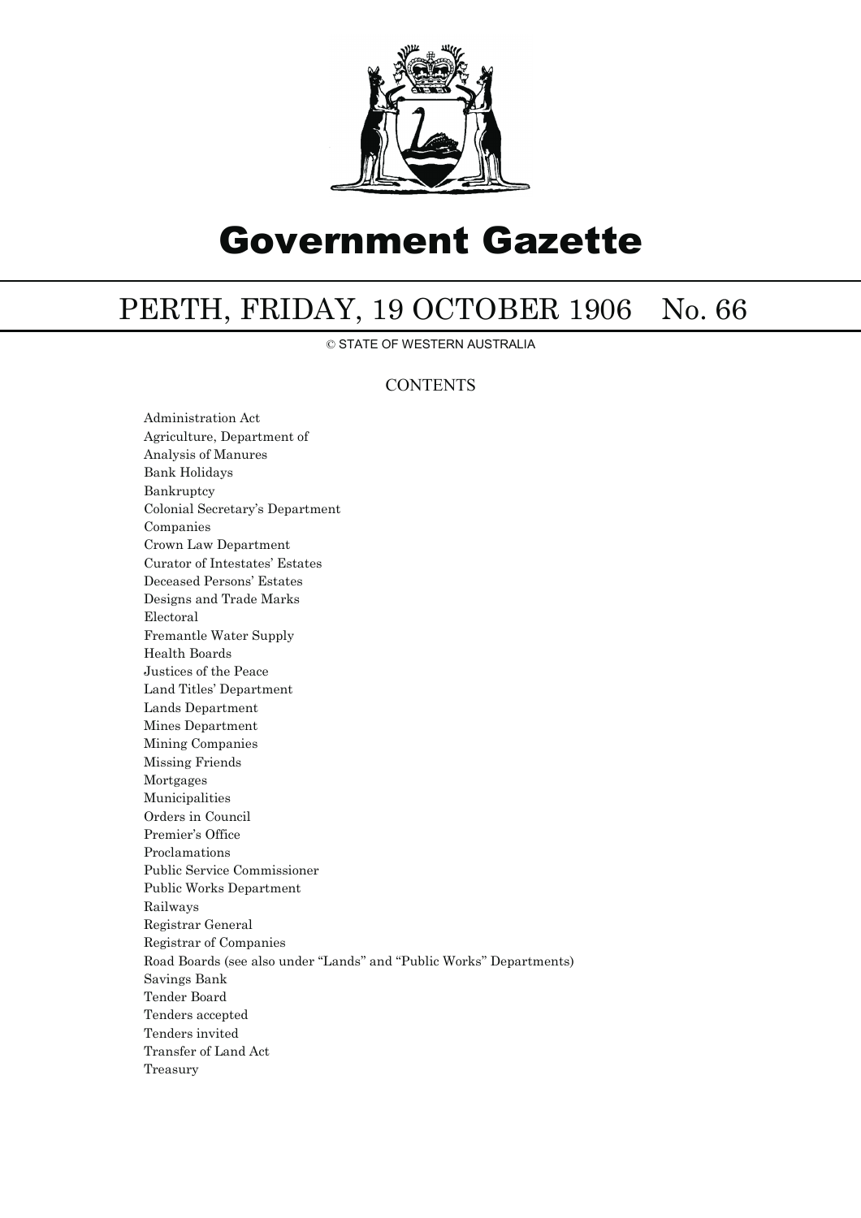# Government Gazette

## PERTH, FRIDAY, 19 OCTOBER 1906 No. 66

© STATE OF WESTERN AUSTRALIA

### CONTENTS

Administration Act
Agriculture, Department of
Analysis of Manures
Bank Holidays
Bankruptcy
Colonial Secretary's Department
Companies
Crown Law Department
Curator of Intestates' Estates
Deceased Persons' Estates
Designs and Trade Marks
Electoral
Fremantle Water Supply
Health Boards
Justices of the Peace
Land Titles' Department
Lands Department
Mines Department
Mining Companies
Missing Friends
Mortgages
Municipalities
Orders in Council
Premier's Office
Proclamations
Public Service Commissioner
Public Works Department
Railways
Registrar General
Registrar of Companies
Road Boards (see also under "Lands" and "Public Works" Departments)
Savings Bank
Tender Board
Tenders accepted
Tenders invited
Transfer of Land Act
Treasury